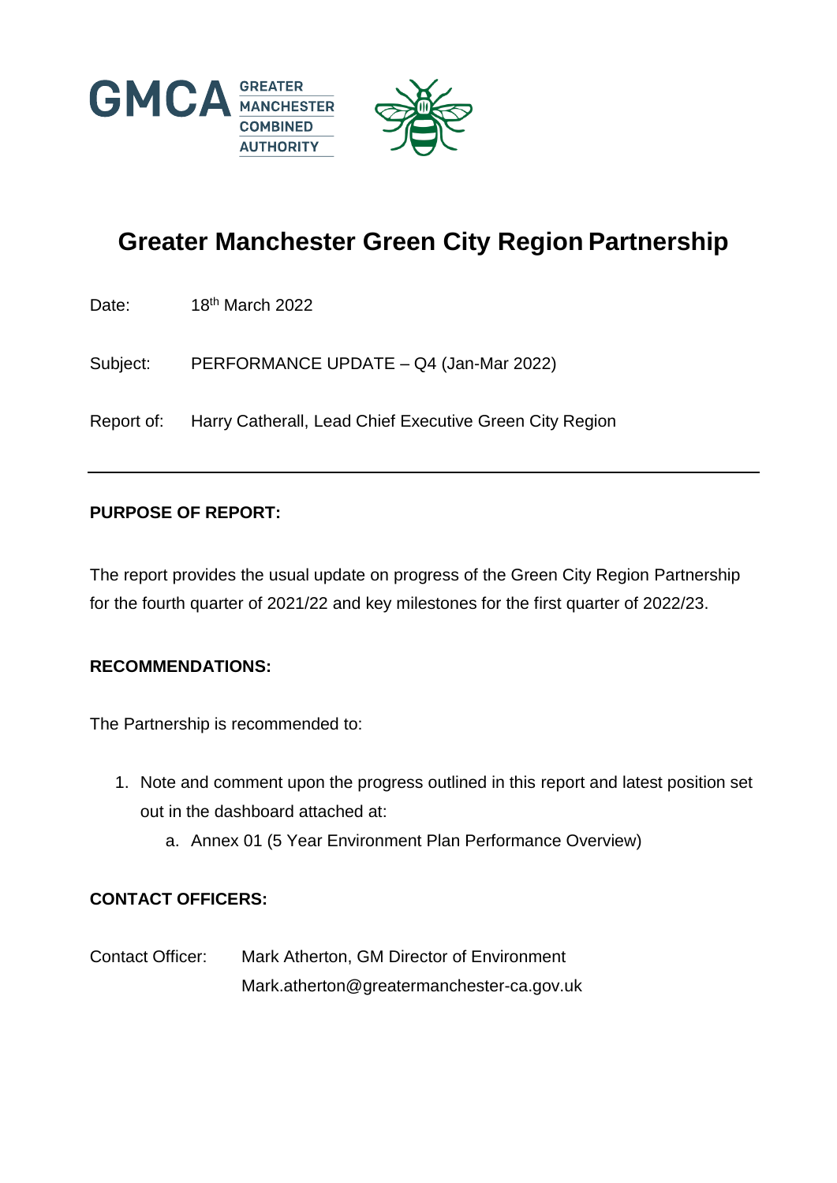GMCA GREATER MANCHESTER COMBINED AUTHORITY

# Greater Manchester Green City Region Partnership

Date: 18th March 2022

Subject: PERFORMANCE UPDATE – Q4 (Jan-Mar 2022)

Report of: Harry Catherall, Lead Chief Executive Green City Region

---

**PURPOSE OF REPORT:**

The report provides the usual update on progress of the Green City Region Partnership for the fourth quarter of 2021/22 and key milestones for the first quarter of 2022/23.

**RECOMMENDATIONS:**

The Partnership is recommended to:

1. Note and comment upon the progress outlined in this report and latest position set out in the dashboard attached at:
   a. Annex 01 (5 Year Environment Plan Performance Overview)

**CONTACT OFFICERS:**

Contact Officer: Mark Atherton, GM Director of Environment
Mark.atherton@greatermanchester-ca.gov.uk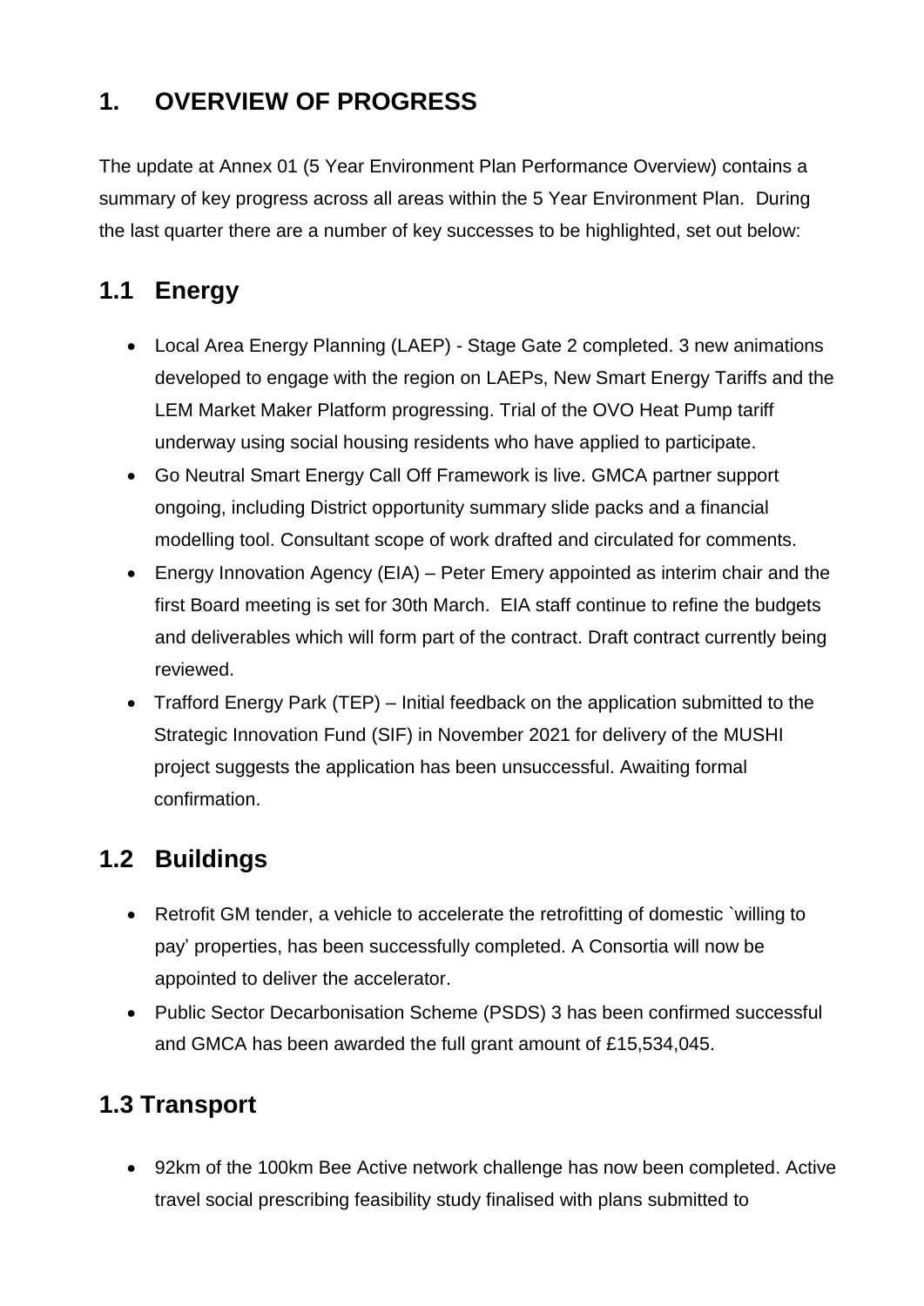# 1. OVERVIEW OF PROGRESS

The update at Annex 01 (5 Year Environment Plan Performance Overview) contains a summary of key progress across all areas within the 5 Year Environment Plan. During the last quarter there are a number of key successes to be highlighted, set out below:

## 1.1 Energy

- Local Area Energy Planning (LAEP) - Stage Gate 2 completed. 3 new animations developed to engage with the region on LAEPs, New Smart Energy Tariffs and the LEM Market Maker Platform progressing. Trial of the OVO Heat Pump tariff underway using social housing residents who have applied to participate.
- Go Neutral Smart Energy Call Off Framework is live. GMCA partner support ongoing, including District opportunity summary slide packs and a financial modelling tool. Consultant scope of work drafted and circulated for comments.
- Energy Innovation Agency (EIA) – Peter Emery appointed as interim chair and the first Board meeting is set for 30th March. EIA staff continue to refine the budgets and deliverables which will form part of the contract. Draft contract currently being reviewed.
- Trafford Energy Park (TEP) – Initial feedback on the application submitted to the Strategic Innovation Fund (SIF) in November 2021 for delivery of the MUSHI project suggests the application has been unsuccessful. Awaiting formal confirmation.

## 1.2 Buildings

- Retrofit GM tender, a vehicle to accelerate the retrofitting of domestic `willing to pay' properties, has been successfully completed. A Consortia will now be appointed to deliver the accelerator.
- Public Sector Decarbonisation Scheme (PSDS) 3 has been confirmed successful and GMCA has been awarded the full grant amount of £15,534,045.

## 1.3 Transport

- 92km of the 100km Bee Active network challenge has now been completed. Active travel social prescribing feasibility study finalised with plans submitted to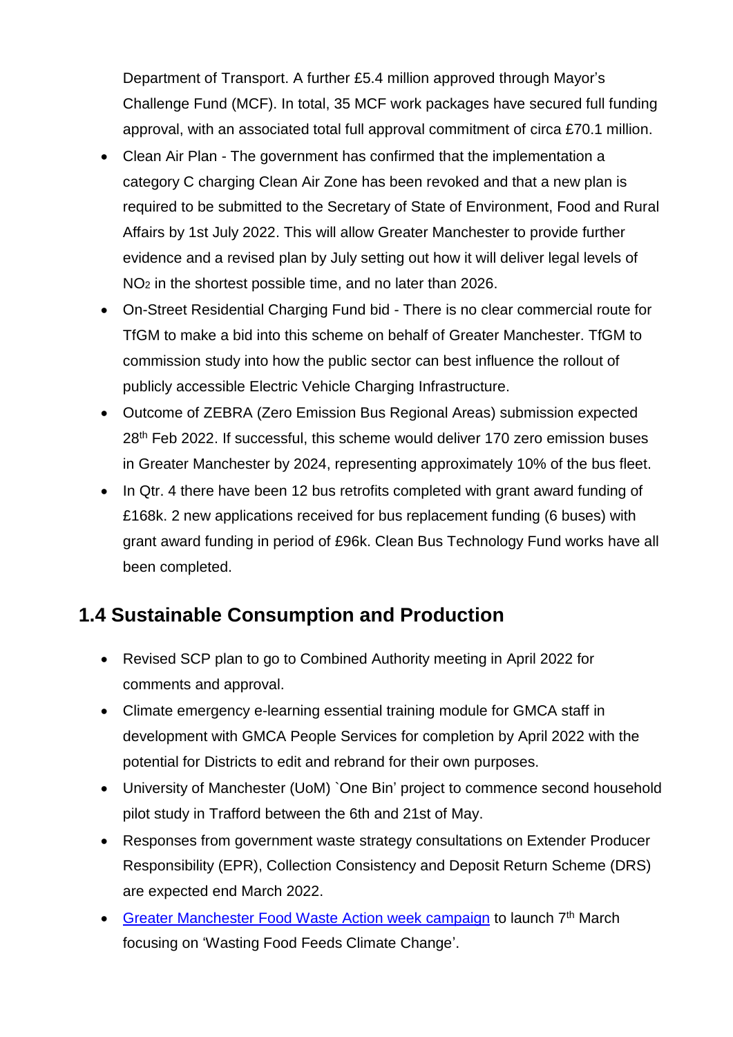Department of Transport. A further £5.4 million approved through Mayor's Challenge Fund (MCF). In total, 35 MCF work packages have secured full funding approval, with an associated total full approval commitment of circa £70.1 million.

- Clean Air Plan - The government has confirmed that the implementation a category C charging Clean Air Zone has been revoked and that a new plan is required to be submitted to the Secretary of State of Environment, Food and Rural Affairs by 1st July 2022. This will allow Greater Manchester to provide further evidence and a revised plan by July setting out how it will deliver legal levels of $NO_2$ in the shortest possible time, and no later than 2026.
- On-Street Residential Charging Fund bid - There is no clear commercial route for TfGM to make a bid into this scheme on behalf of Greater Manchester. TfGM to commission study into how the public sector can best influence the rollout of publicly accessible Electric Vehicle Charging Infrastructure.
- Outcome of ZEBRA (Zero Emission Bus Regional Areas) submission expected 28th Feb 2022. If successful, this scheme would deliver 170 zero emission buses in Greater Manchester by 2024, representing approximately 10% of the bus fleet.
- In Qtr. 4 there have been 12 bus retrofits completed with grant award funding of £168k. 2 new applications received for bus replacement funding (6 buses) with grant award funding in period of £96k. Clean Bus Technology Fund works have all been completed.

## 1.4 Sustainable Consumption and Production

- Revised SCP plan to go to Combined Authority meeting in April 2022 for comments and approval.
- Climate emergency e-learning essential training module for GMCA staff in development with GMCA People Services for completion by April 2022 with the potential for Districts to edit and rebrand for their own purposes.
- University of Manchester (UoM) `One Bin' project to commence second household pilot study in Trafford between the 6th and 21st of May.
- Responses from government waste strategy consultations on Extender Producer Responsibility (EPR), Collection Consistency and Deposit Return Scheme (DRS) are expected end March 2022.
- Greater Manchester Food Waste Action week campaign to launch 7th March focusing on 'Wasting Food Feeds Climate Change'.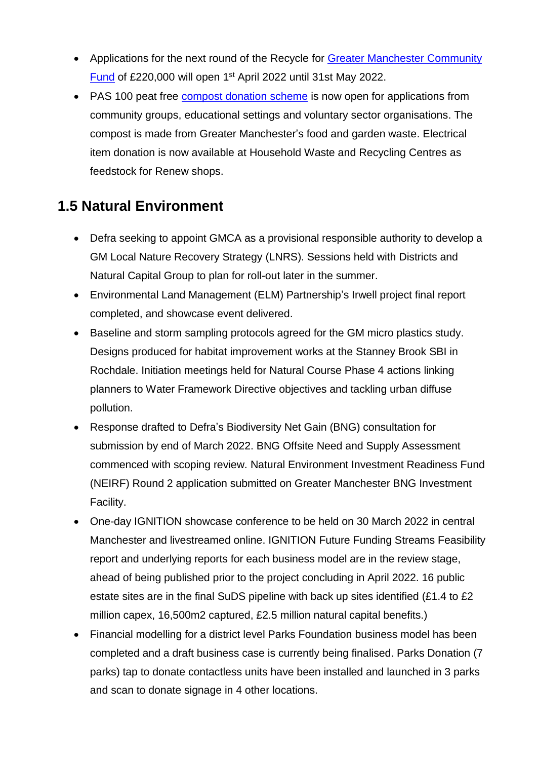- Applications for the next round of the Recycle for Greater Manchester Community Fund of £220,000 will open 1st April 2022 until 31st May 2022.
- PAS 100 peat free compost donation scheme is now open for applications from community groups, educational settings and voluntary sector organisations. The compost is made from Greater Manchester's food and garden waste. Electrical item donation is now available at Household Waste and Recycling Centres as feedstock for Renew shops.

## 1.5 Natural Environment

- Defra seeking to appoint GMCA as a provisional responsible authority to develop a GM Local Nature Recovery Strategy (LNRS). Sessions held with Districts and Natural Capital Group to plan for roll-out later in the summer.
- Environmental Land Management (ELM) Partnership's Irwell project final report completed, and showcase event delivered.
- Baseline and storm sampling protocols agreed for the GM micro plastics study. Designs produced for habitat improvement works at the Stanney Brook SBI in Rochdale. Initiation meetings held for Natural Course Phase 4 actions linking planners to Water Framework Directive objectives and tackling urban diffuse pollution.
- Response drafted to Defra's Biodiversity Net Gain (BNG) consultation for submission by end of March 2022. BNG Offsite Need and Supply Assessment commenced with scoping review. Natural Environment Investment Readiness Fund (NEIRF) Round 2 application submitted on Greater Manchester BNG Investment Facility.
- One-day IGNITION showcase conference to be held on 30 March 2022 in central Manchester and livestreamed online. IGNITION Future Funding Streams Feasibility report and underlying reports for each business model are in the review stage, ahead of being published prior to the project concluding in April 2022. 16 public estate sites are in the final SuDS pipeline with back up sites identified (£1.4 to £2 million capex, 16,500m2 captured, £2.5 million natural capital benefits.)
- Financial modelling for a district level Parks Foundation business model has been completed and a draft business case is currently being finalised. Parks Donation (7 parks) tap to donate contactless units have been installed and launched in 3 parks and scan to donate signage in 4 other locations.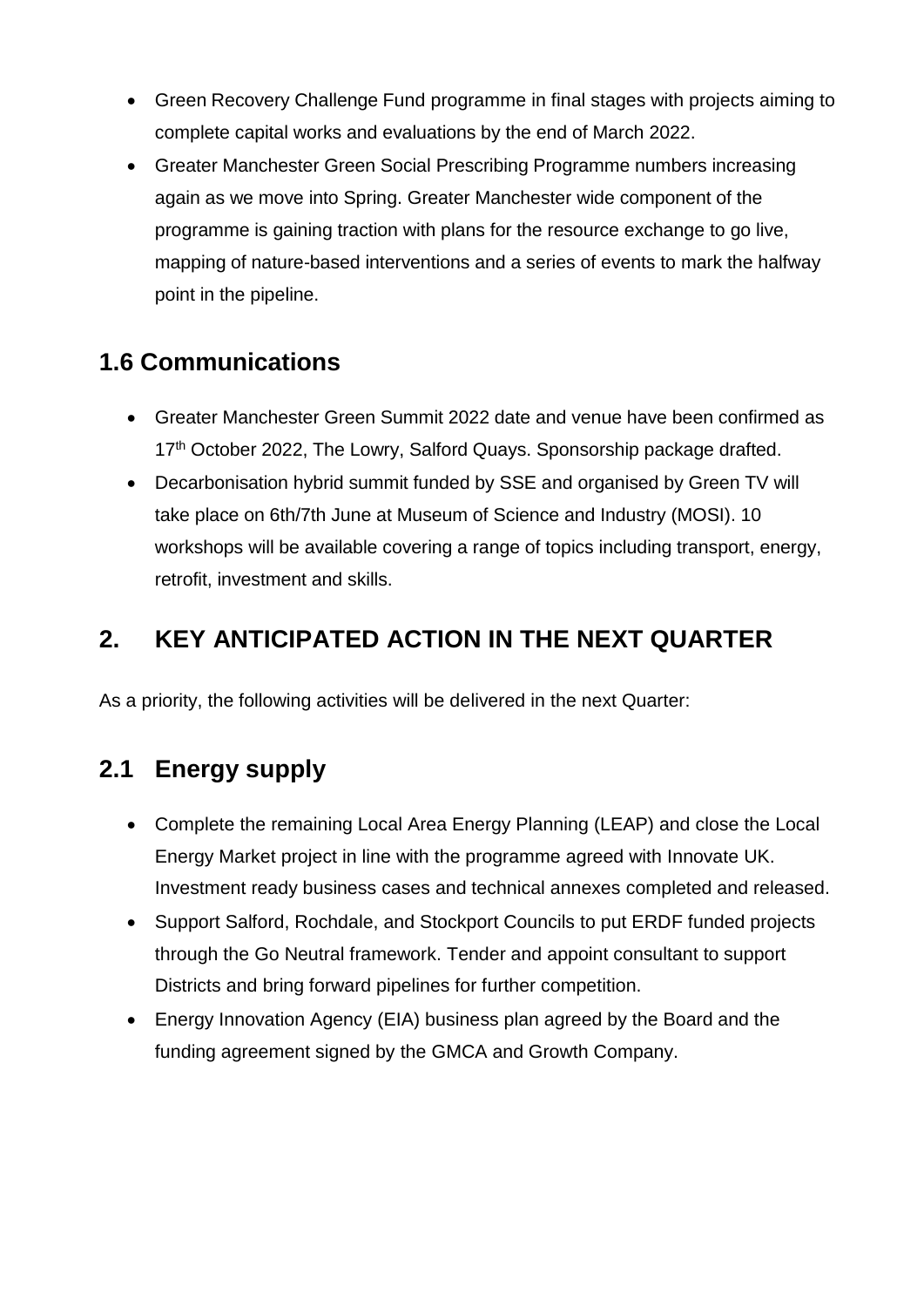- Green Recovery Challenge Fund programme in final stages with projects aiming to complete capital works and evaluations by the end of March 2022.
- Greater Manchester Green Social Prescribing Programme numbers increasing again as we move into Spring. Greater Manchester wide component of the programme is gaining traction with plans for the resource exchange to go live, mapping of nature-based interventions and a series of events to mark the halfway point in the pipeline.

## 1.6 Communications

- Greater Manchester Green Summit 2022 date and venue have been confirmed as 17th October 2022, The Lowry, Salford Quays. Sponsorship package drafted.
- Decarbonisation hybrid summit funded by SSE and organised by Green TV will take place on 6th/7th June at Museum of Science and Industry (MOSI). 10 workshops will be available covering a range of topics including transport, energy, retrofit, investment and skills.

# 2. KEY ANTICIPATED ACTION IN THE NEXT QUARTER

As a priority, the following activities will be delivered in the next Quarter:

## 2.1 Energy supply

- Complete the remaining Local Area Energy Planning (LEAP) and close the Local Energy Market project in line with the programme agreed with Innovate UK. Investment ready business cases and technical annexes completed and released.
- Support Salford, Rochdale, and Stockport Councils to put ERDF funded projects through the Go Neutral framework. Tender and appoint consultant to support Districts and bring forward pipelines for further competition.
- Energy Innovation Agency (EIA) business plan agreed by the Board and the funding agreement signed by the GMCA and Growth Company.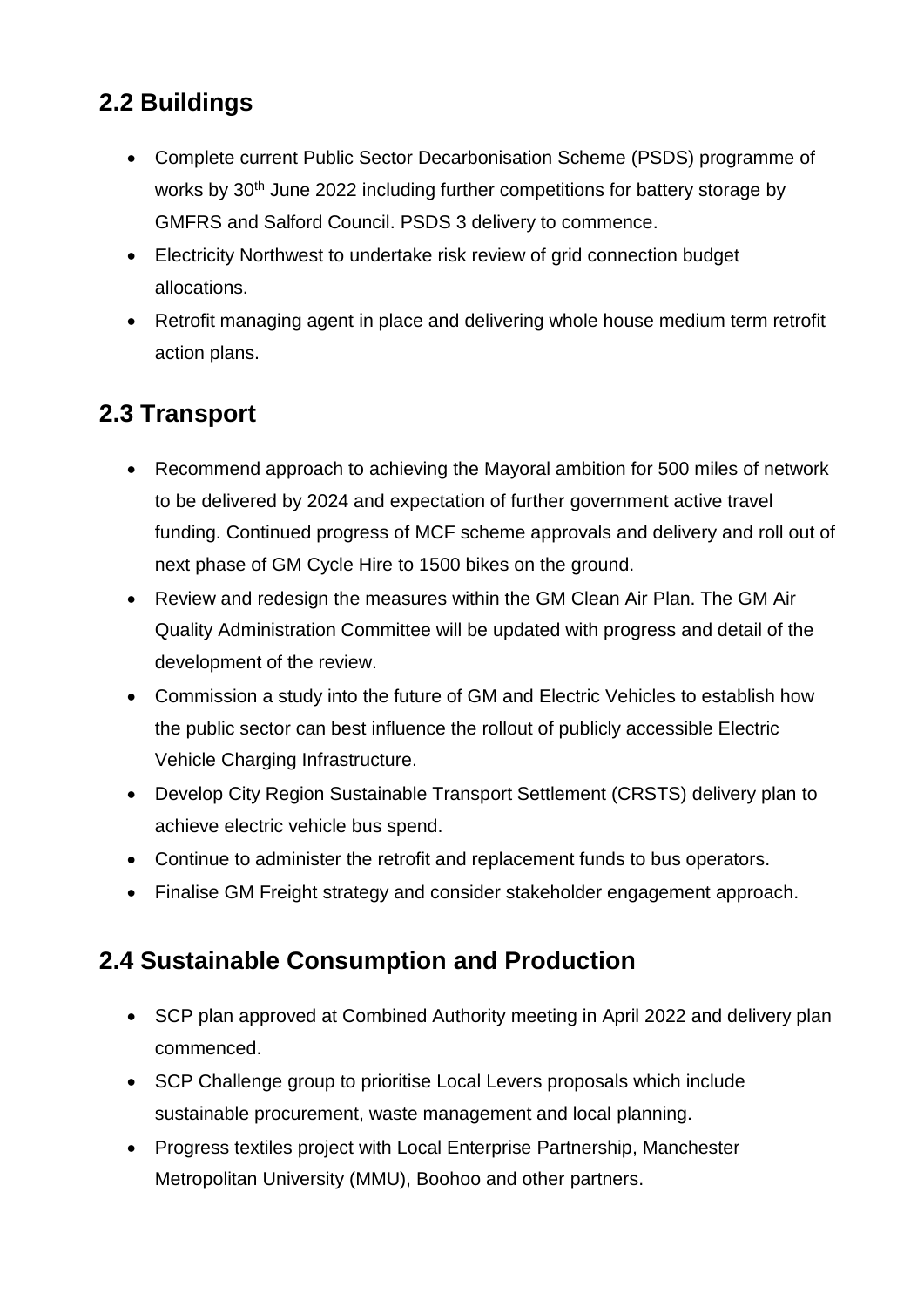## 2.2 Buildings

- Complete current Public Sector Decarbonisation Scheme (PSDS) programme of works by 30th June 2022 including further competitions for battery storage by GMFRS and Salford Council. PSDS 3 delivery to commence.
- Electricity Northwest to undertake risk review of grid connection budget allocations.
- Retrofit managing agent in place and delivering whole house medium term retrofit action plans.

## 2.3 Transport

- Recommend approach to achieving the Mayoral ambition for 500 miles of network to be delivered by 2024 and expectation of further government active travel funding. Continued progress of MCF scheme approvals and delivery and roll out of next phase of GM Cycle Hire to 1500 bikes on the ground.
- Review and redesign the measures within the GM Clean Air Plan. The GM Air Quality Administration Committee will be updated with progress and detail of the development of the review.
- Commission a study into the future of GM and Electric Vehicles to establish how the public sector can best influence the rollout of publicly accessible Electric Vehicle Charging Infrastructure.
- Develop City Region Sustainable Transport Settlement (CRSTS) delivery plan to achieve electric vehicle bus spend.
- Continue to administer the retrofit and replacement funds to bus operators.
- Finalise GM Freight strategy and consider stakeholder engagement approach.

## 2.4 Sustainable Consumption and Production

- SCP plan approved at Combined Authority meeting in April 2022 and delivery plan commenced.
- SCP Challenge group to prioritise Local Levers proposals which include sustainable procurement, waste management and local planning.
- Progress textiles project with Local Enterprise Partnership, Manchester Metropolitan University (MMU), Boohoo and other partners.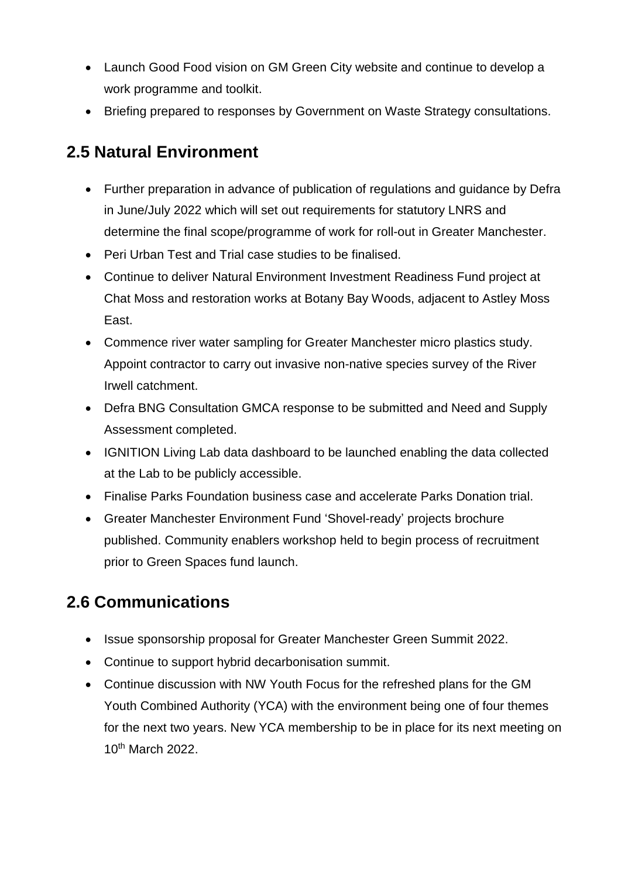- Launch Good Food vision on GM Green City website and continue to develop a work programme and toolkit.
- Briefing prepared to responses by Government on Waste Strategy consultations.

## 2.5 Natural Environment

- Further preparation in advance of publication of regulations and guidance by Defra in June/July 2022 which will set out requirements for statutory LNRS and determine the final scope/programme of work for roll-out in Greater Manchester.
- Peri Urban Test and Trial case studies to be finalised.
- Continue to deliver Natural Environment Investment Readiness Fund project at Chat Moss and restoration works at Botany Bay Woods, adjacent to Astley Moss East.
- Commence river water sampling for Greater Manchester micro plastics study. Appoint contractor to carry out invasive non-native species survey of the River Irwell catchment.
- Defra BNG Consultation GMCA response to be submitted and Need and Supply Assessment completed.
- IGNITION Living Lab data dashboard to be launched enabling the data collected at the Lab to be publicly accessible.
- Finalise Parks Foundation business case and accelerate Parks Donation trial.
- Greater Manchester Environment Fund 'Shovel-ready' projects brochure published. Community enablers workshop held to begin process of recruitment prior to Green Spaces fund launch.

## 2.6 Communications

- Issue sponsorship proposal for Greater Manchester Green Summit 2022.
- Continue to support hybrid decarbonisation summit.
- Continue discussion with NW Youth Focus for the refreshed plans for the GM Youth Combined Authority (YCA) with the environment being one of four themes for the next two years. New YCA membership to be in place for its next meeting on 10th March 2022.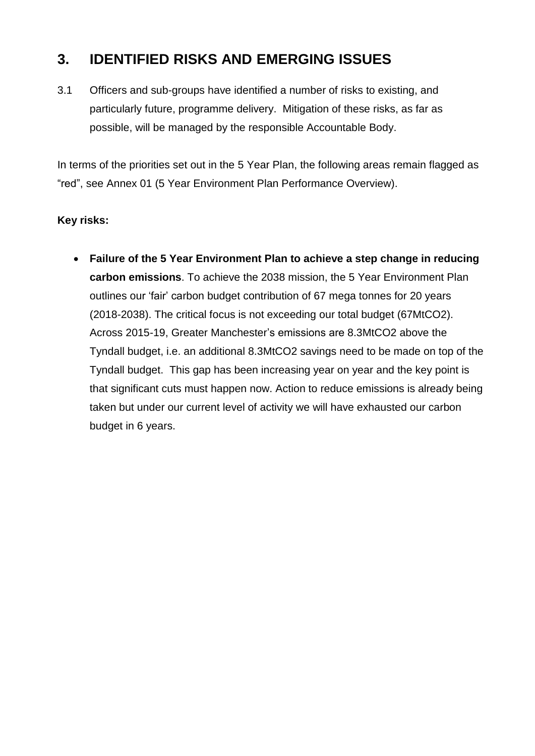## 3. IDENTIFIED RISKS AND EMERGING ISSUES

3.1 Officers and sub-groups have identified a number of risks to existing, and particularly future, programme delivery. Mitigation of these risks, as far as possible, will be managed by the responsible Accountable Body.

In terms of the priorities set out in the 5 Year Plan, the following areas remain flagged as "red", see Annex 01 (5 Year Environment Plan Performance Overview).

**Key risks:**

- **Failure of the 5 Year Environment Plan to achieve a step change in reducing carbon emissions**. To achieve the 2038 mission, the 5 Year Environment Plan outlines our 'fair' carbon budget contribution of 67 mega tonnes for 20 years (2018-2038). The critical focus is not exceeding our total budget (67Mt$CO_2$). Across 2015-19, Greater Manchester's emissions are 8.3Mt$CO_2$ above the Tyndall budget, i.e. an additional 8.3Mt$CO_2$ savings need to be made on top of the Tyndall budget. This gap has been increasing year on year and the key point is that significant cuts must happen now. Action to reduce emissions is already being taken but under our current level of activity we will have exhausted our carbon budget in 6 years.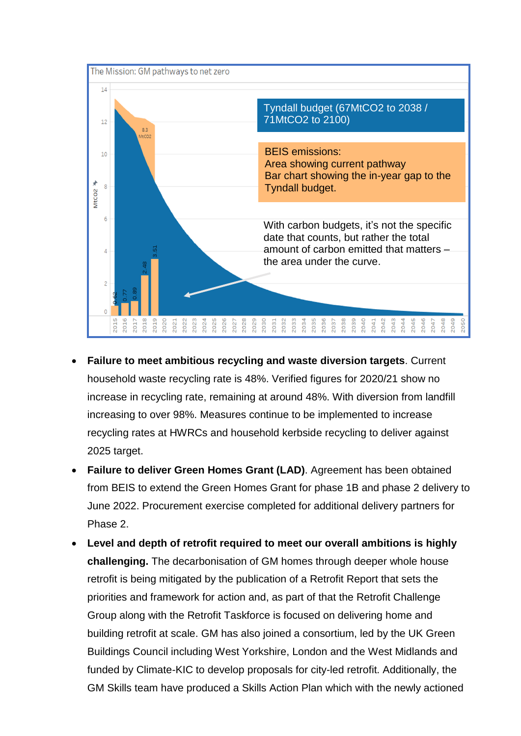The Mission: GM pathways to net zero

14
12
10
8
6
4
2
0

MtCO2

8.3 MtCO2

0.62
0.77
0.89
2.48
3.51

2015 2016 2017 2018 2019 2020 2021 2022 2023 2024 2025 2026 2027 2028 2029 2030 2031 2032 2033 2034 2035 2036 2037 2038 2039 2040 2041 2042 2043 2044 2045 2046 2047 2048 2049 2050

Tyndall budget (67MtCO2 to 2038 / 71MtCO2 to 2100)

BEIS emissions:
Area showing current pathway
Bar chart showing the in-year gap to the Tyndall budget.

With carbon budgets, it's not the specific date that counts, but rather the total amount of carbon emitted that matters – the area under the curve.

- **Failure to meet ambitious recycling and waste diversion targets**. Current household waste recycling rate is 48%. Verified figures for 2020/21 show no increase in recycling rate, remaining at around 48%. With diversion from landfill increasing to over 98%. Measures continue to be implemented to increase recycling rates at HWRCs and household kerbside recycling to deliver against 2025 target.
- **Failure to deliver Green Homes Grant (LAD)**. Agreement has been obtained from BEIS to extend the Green Homes Grant for phase 1B and phase 2 delivery to June 2022. Procurement exercise completed for additional delivery partners for Phase 2.
- **Level and depth of retrofit required to meet our overall ambitions is highly challenging.** The decarbonisation of GM homes through deeper whole house retrofit is being mitigated by the publication of a Retrofit Report that sets the priorities and framework for action and, as part of that the Retrofit Challenge Group along with the Retrofit Taskforce is focused on delivering home and building retrofit at scale. GM has also joined a consortium, led by the UK Green Buildings Council including West Yorkshire, London and the West Midlands and funded by Climate-KIC to develop proposals for city-led retrofit. Additionally, the GM Skills team have produced a Skills Action Plan which with the newly actioned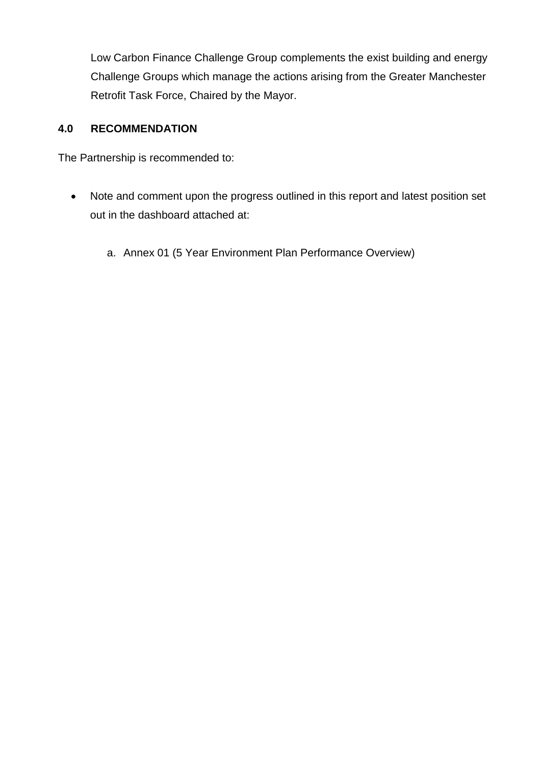Low Carbon Finance Challenge Group complements the exist building and energy Challenge Groups which manage the actions arising from the Greater Manchester Retrofit Task Force, Chaired by the Mayor.

## 4.0 RECOMMENDATION

The Partnership is recommended to:

- Note and comment upon the progress outlined in this report and latest position set out in the dashboard attached at:

  a. Annex 01 (5 Year Environment Plan Performance Overview)